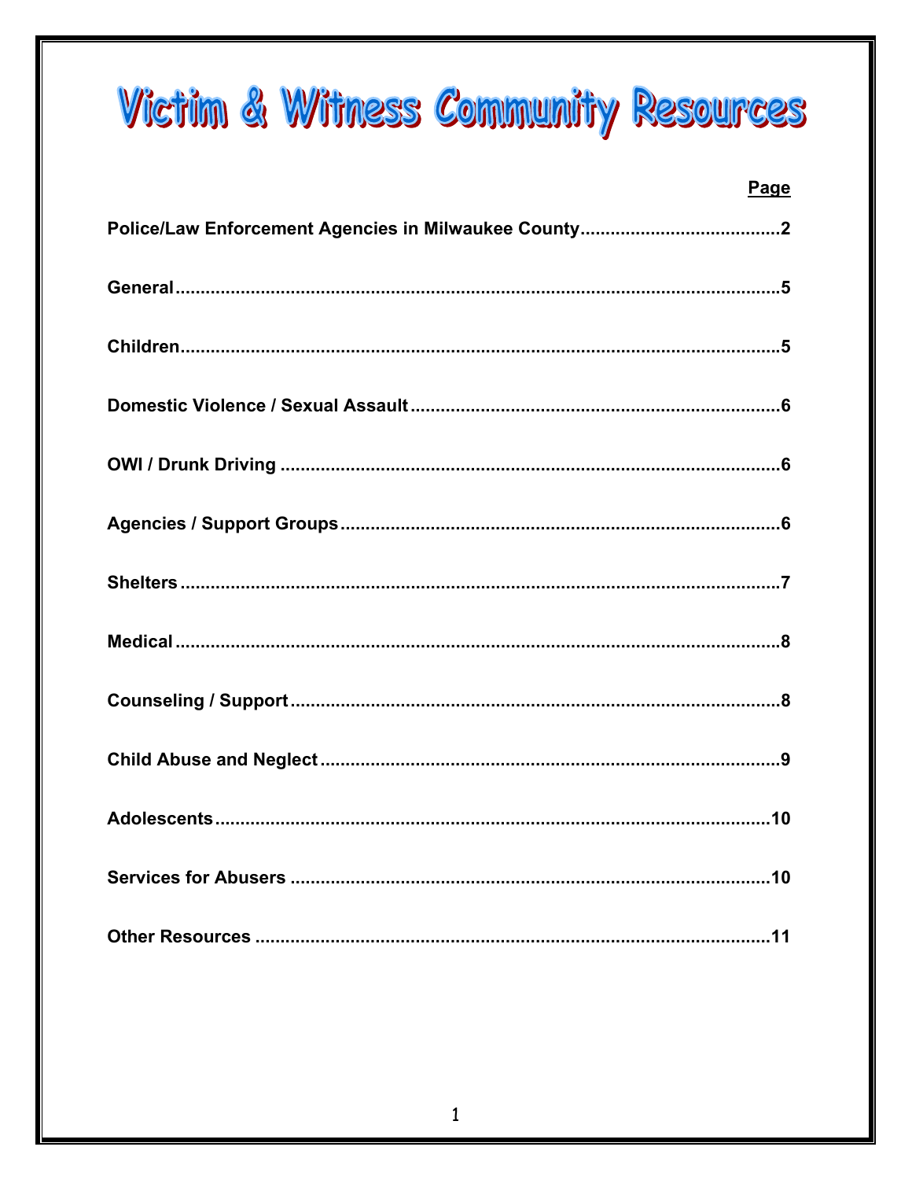# Victim & Witness Community Resources

| | Page |
|---|---|
| **Police/Law Enforcement Agencies in Milwaukee County** | **2** |
| **General** | **5** |
| **Children** | **5** |
| **Domestic Violence / Sexual Assault** | **6** |
| **OWI / Drunk Driving** | **6** |
| **Agencies / Support Groups** | **6** |
| **Shelters** | **7** |
| **Medical** | **8** |
| **Counseling / Support** | **8** |
| **Child Abuse and Neglect** | **9** |
| **Adolescents** | **10** |
| **Services for Abusers** | **10** |
| **Other Resources** | **11** |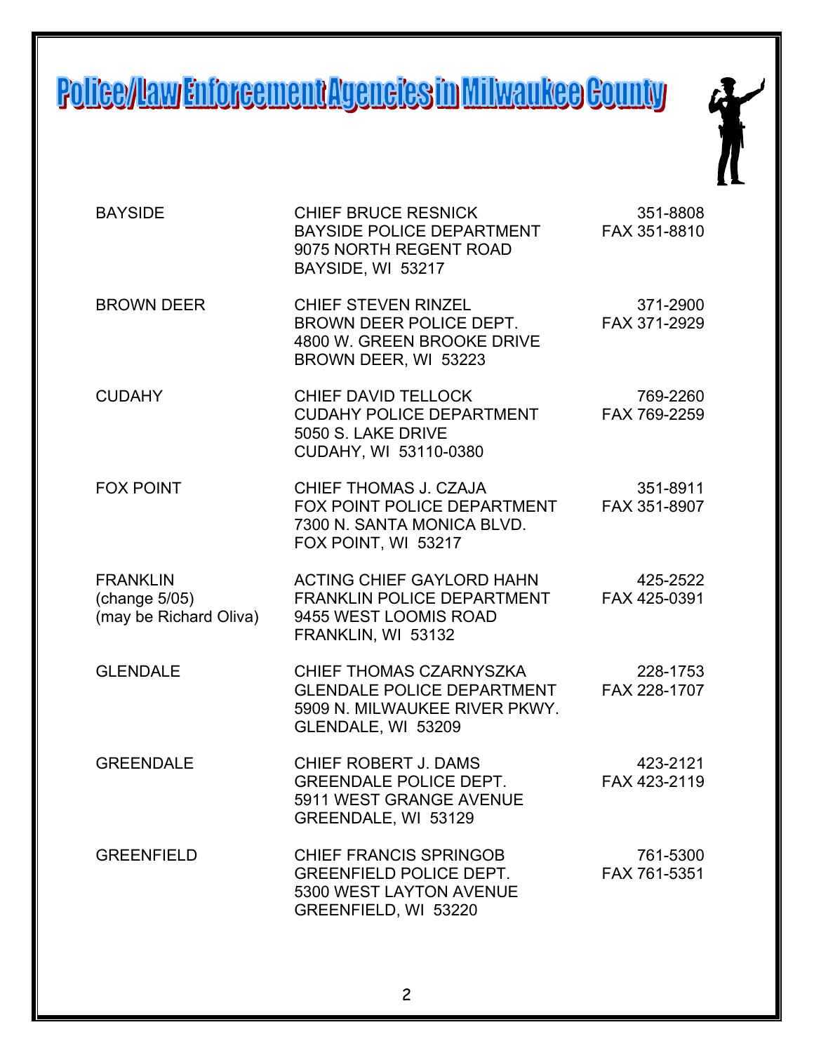# Police/Law Enforcement Agencies in Milwaukee County

| | | |
|---|---|---|
| BAYSIDE | CHIEF BRUCE RESNICK<br>BAYSIDE POLICE DEPARTMENT<br>9075 NORTH REGENT ROAD<br>BAYSIDE, WI 53217 | 351-8808<br>FAX 351-8810 |
| BROWN DEER | CHIEF STEVEN RINZEL<br>BROWN DEER POLICE DEPT.<br>4800 W. GREEN BROOKE DRIVE<br>BROWN DEER, WI 53223 | 371-2900<br>FAX 371-2929 |
| CUDAHY | CHIEF DAVID TELLOCK<br>CUDAHY POLICE DEPARTMENT<br>5050 S. LAKE DRIVE<br>CUDAHY, WI 53110-0380 | 769-2260<br>FAX 769-2259 |
| FOX POINT | CHIEF THOMAS J. CZAJA<br>FOX POINT POLICE DEPARTMENT<br>7300 N. SANTA MONICA BLVD.<br>FOX POINT, WI 53217 | 351-8911<br>FAX 351-8907 |
| FRANKLIN<br>(change 5/05)<br>(may be Richard Oliva) | ACTING CHIEF GAYLORD HAHN<br>FRANKLIN POLICE DEPARTMENT<br>9455 WEST LOOMIS ROAD<br>FRANKLIN, WI 53132 | 425-2522<br>FAX 425-0391 |
| GLENDALE | CHIEF THOMAS CZARNYSZKA<br>GLENDALE POLICE DEPARTMENT<br>5909 N. MILWAUKEE RIVER PKWY.<br>GLENDALE, WI 53209 | 228-1753<br>FAX 228-1707 |
| GREENDALE | CHIEF ROBERT J. DAMS<br>GREENDALE POLICE DEPT.<br>5911 WEST GRANGE AVENUE<br>GREENDALE, WI 53129 | 423-2121<br>FAX 423-2119 |
| GREENFIELD | CHIEF FRANCIS SPRINGOB<br>GREENFIELD POLICE DEPT.<br>5300 WEST LAYTON AVENUE<br>GREENFIELD, WI 53220 | 761-5300<br>FAX 761-5351 |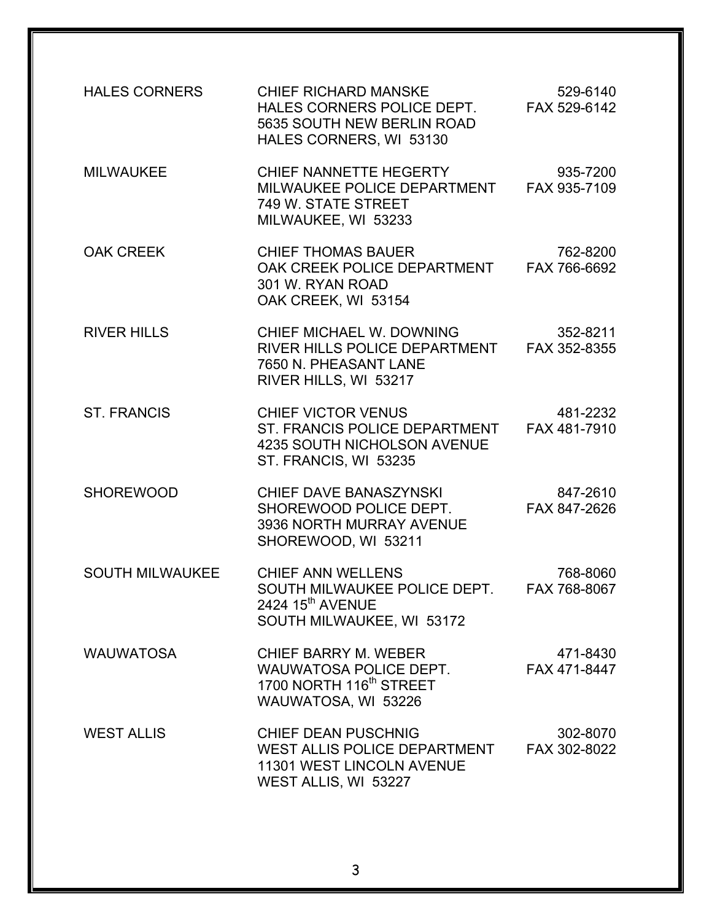| | | |
|---|---|---|
| HALES CORNERS | CHIEF RICHARD MANSKE<br>HALES CORNERS POLICE DEPT.<br>5635 SOUTH NEW BERLIN ROAD<br>HALES CORNERS, WI 53130 | 529-6140<br>FAX 529-6142 |
| MILWAUKEE | CHIEF NANNETTE HEGERTY<br>MILWAUKEE POLICE DEPARTMENT<br>749 W. STATE STREET<br>MILWAUKEE, WI 53233 | 935-7200<br>FAX 935-7109 |
| OAK CREEK | CHIEF THOMAS BAUER<br>OAK CREEK POLICE DEPARTMENT<br>301 W. RYAN ROAD<br>OAK CREEK, WI 53154 | 762-8200<br>FAX 766-6692 |
| RIVER HILLS | CHIEF MICHAEL W. DOWNING<br>RIVER HILLS POLICE DEPARTMENT<br>7650 N. PHEASANT LANE<br>RIVER HILLS, WI 53217 | 352-8211<br>FAX 352-8355 |
| ST. FRANCIS | CHIEF VICTOR VENUS<br>ST. FRANCIS POLICE DEPARTMENT<br>4235 SOUTH NICHOLSON AVENUE<br>ST. FRANCIS, WI 53235 | 481-2232<br>FAX 481-7910 |
| SHOREWOOD | CHIEF DAVE BANASZYNSKI<br>SHOREWOOD POLICE DEPT.<br>3936 NORTH MURRAY AVENUE<br>SHOREWOOD, WI 53211 | 847-2610<br>FAX 847-2626 |
| SOUTH MILWAUKEE | CHIEF ANN WELLENS<br>SOUTH MILWAUKEE POLICE DEPT.<br>2424 15th AVENUE<br>SOUTH MILWAUKEE, WI 53172 | 768-8060<br>FAX 768-8067 |
| WAUWATOSA | CHIEF BARRY M. WEBER<br>WAUWATOSA POLICE DEPT.<br>1700 NORTH 116th STREET<br>WAUWATOSA, WI 53226 | 471-8430<br>FAX 471-8447 |
| WEST ALLIS | CHIEF DEAN PUSCHNIG<br>WEST ALLIS POLICE DEPARTMENT<br>11301 WEST LINCOLN AVENUE<br>WEST ALLIS, WI 53227 | 302-8070<br>FAX 302-8022 |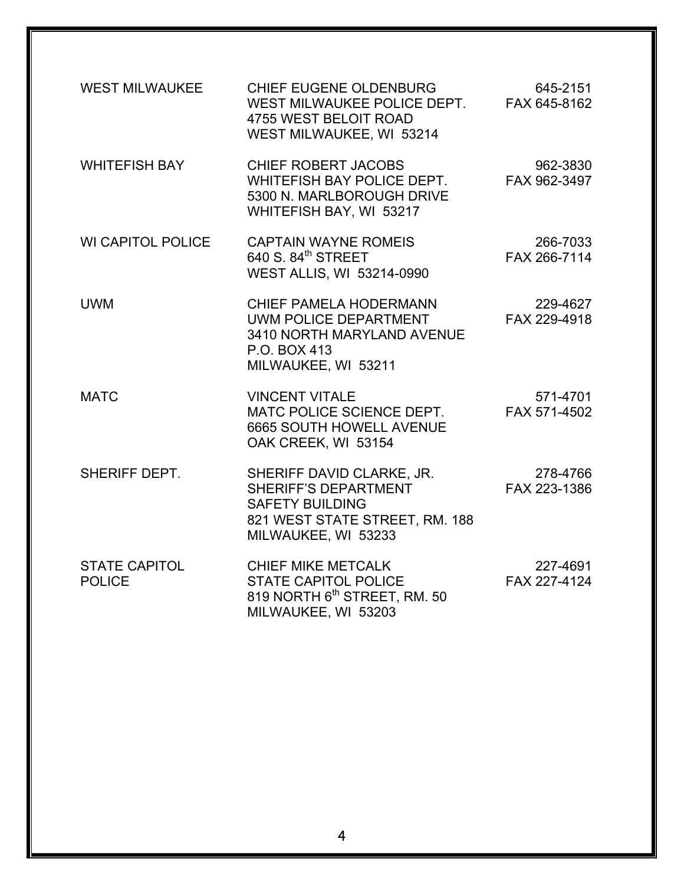| | | |
|---|---|---|
| WEST MILWAUKEE | CHIEF EUGENE OLDENBURG<br>WEST MILWAUKEE POLICE DEPT.<br>4755 WEST BELOIT ROAD<br>WEST MILWAUKEE, WI 53214 | 645-2151<br>FAX 645-8162 |
| WHITEFISH BAY | CHIEF ROBERT JACOBS<br>WHITEFISH BAY POLICE DEPT.<br>5300 N. MARLBOROUGH DRIVE<br>WHITEFISH BAY, WI 53217 | 962-3830<br>FAX 962-3497 |
| WI CAPITOL POLICE | CAPTAIN WAYNE ROMEIS<br>640 S. 84th STREET<br>WEST ALLIS, WI 53214-0990 | 266-7033<br>FAX 266-7114 |
| UWM | CHIEF PAMELA HODERMANN<br>UWM POLICE DEPARTMENT<br>3410 NORTH MARYLAND AVENUE<br>P.O. BOX 413<br>MILWAUKEE, WI 53211 | 229-4627<br>FAX 229-4918 |
| MATC | VINCENT VITALE<br>MATC POLICE SCIENCE DEPT.<br>6665 SOUTH HOWELL AVENUE<br>OAK CREEK, WI 53154 | 571-4701<br>FAX 571-4502 |
| SHERIFF DEPT. | SHERIFF DAVID CLARKE, JR.<br>SHERIFF'S DEPARTMENT<br>SAFETY BUILDING<br>821 WEST STATE STREET, RM. 188<br>MILWAUKEE, WI 53233 | 278-4766<br>FAX 223-1386 |
| STATE CAPITOL POLICE | CHIEF MIKE METCALK<br>STATE CAPITOL POLICE<br>819 NORTH 6th STREET, RM. 50<br>MILWAUKEE, WI 53203 | 227-4691<br>FAX 227-4124 |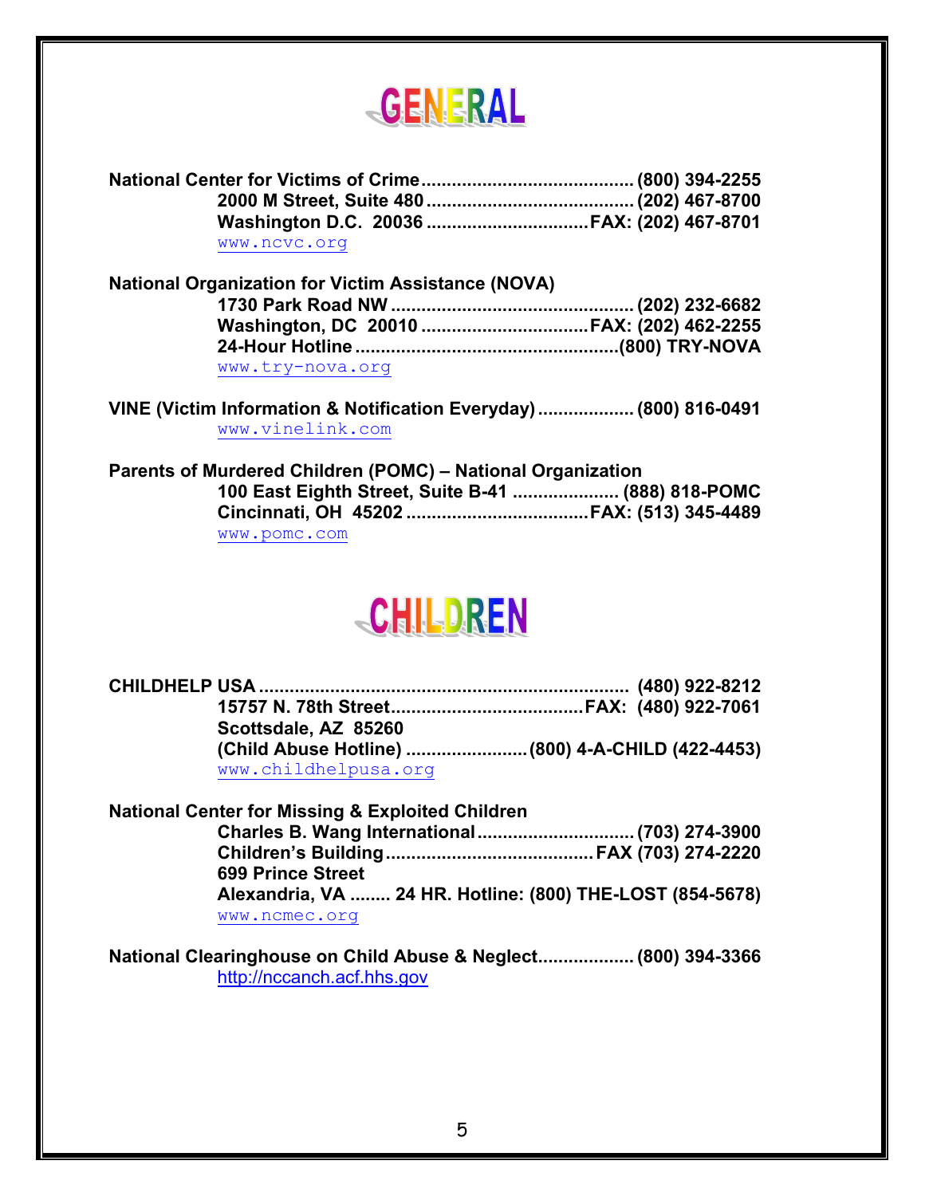# GENERAL

**National Center for Victims of Crime**.......................................... **(800) 394-2255**
**2000 M Street, Suite 480**........................................ **(202) 467-8700**
**Washington D.C. 20036**................................**FAX: (202) 467-8701**
www.ncvc.org

**National Organization for Victim Assistance (NOVA)**
**1730 Park Road NW**............................................... **(202) 232-6682**
**Washington, DC 20010**.................................**FAX: (202) 462-2255**
**24-Hour Hotline**...................................................**(800) TRY-NOVA**
www.try-nova.org

**VINE (Victim Information & Notification Everyday)**................... **(800) 816-0491**
www.vinelink.com

**Parents of Murdered Children (POMC) – National Organization**
**100 East Eighth Street, Suite B-41** ..................... **(888) 818-POMC**
**Cincinnati, OH 45202**....................................**FAX: (513) 345-4489**
www.pomc.com

# CHILDREN

**CHILDHELP USA**....................................................................... **(480) 922-8212**
**15757 N. 78th Street**......................................**FAX: (480) 922-7061**
**Scottsdale, AZ 85260**
**(Child Abuse Hotline)**........................**(800) 4-A-CHILD (422-4453)**
www.childhelpusa.org

**National Center for Missing & Exploited Children**
**Charles B. Wang International**............................... **(703) 274-3900**
**Children's Building**......................................... **FAX (703) 274-2220**
**699 Prince Street**
**Alexandria, VA** ........ **24 HR. Hotline: (800) THE-LOST (854-5678)**
www.ncmec.org

**National Clearinghouse on Child Abuse & Neglect**................... **(800) 394-3366**
http://nccanch.acf.hhs.gov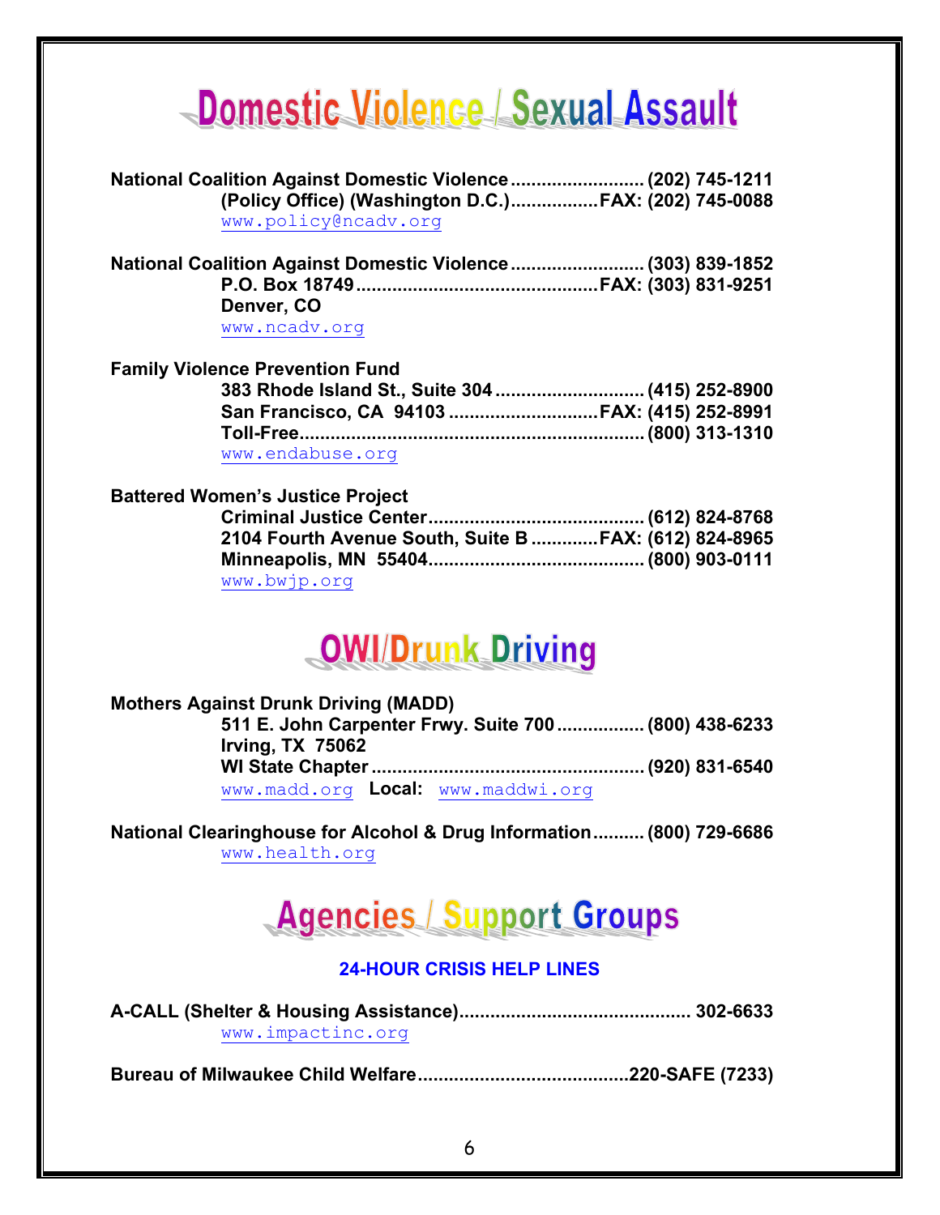# Domestic Violence / Sexual Assault

**National Coalition Against Domestic Violence.......................... (202) 745-1211**
**(Policy Office) (Washington D.C.)................. FAX: (202) 745-0088**
www.policy@ncadv.org

**National Coalition Against Domestic Violence.......................... (303) 839-1852**
**P.O. Box 18749............................................... FAX: (303) 831-9251**
**Denver, CO**
www.ncadv.org

**Family Violence Prevention Fund**
**383 Rhode Island St., Suite 304............................ (415) 252-8900**
**San Francisco, CA 94103............................. FAX: (415) 252-8991**
**Toll-Free................................................................. (800) 313-1310**
www.endabuse.org

**Battered Women's Justice Project**
**Criminal Justice Center.......................................... (612) 824-8768**
**2104 Fourth Avenue South, Suite B............ FAX: (612) 824-8965**
**Minneapolis, MN 55404.......................................... (800) 903-0111**
www.bwjp.org

# OWI/Drunk Driving

**Mothers Against Drunk Driving (MADD)**
**511 E. John Carpenter Frwy. Suite 700................. (800) 438-6233**
**Irving, TX 75062**
**WI State Chapter..................................................... (920) 831-6540**
www.madd.org **Local:** www.maddwi.org

**National Clearinghouse for Alcohol & Drug Information.......... (800) 729-6686**
www.health.org

# Agencies / Support Groups

## 24-HOUR CRISIS HELP LINES

**A-CALL (Shelter & Housing Assistance)............................................ 302-6633**
www.impactinc.org

**Bureau of Milwaukee Child Welfare........................................220-SAFE (7233)**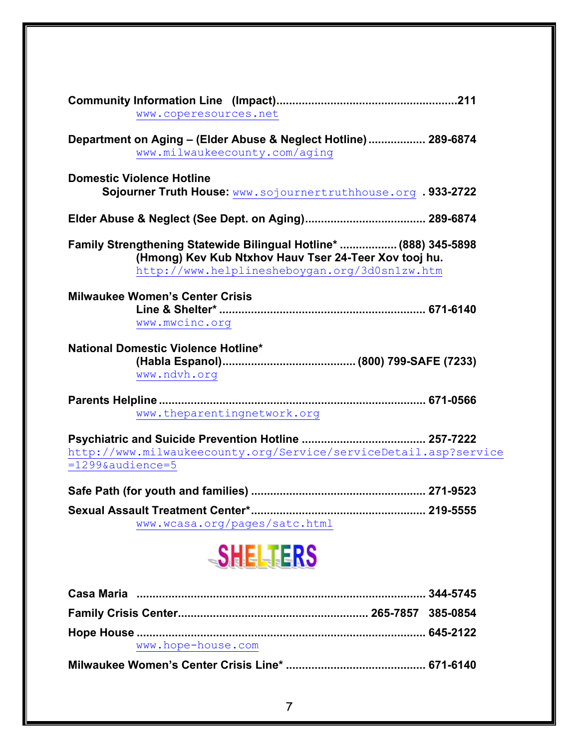**Community Information Line (Impact)........................................................211**
www.coperesources.net

**Department on Aging – (Elder Abuse & Neglect Hotline)................. 289-6874**
www.milwaukeecounty.com/aging

**Domestic Violence Hotline**
**Sojourner Truth House:** www.sojournertruthhouse.org **. 933-2722**

**Elder Abuse & Neglect (See Dept. on Aging)..................................... 289-6874**

**Family Strengthening Statewide Bilingual Hotline\* ................. (888) 345-5898**
**(Hmong) Kev Kub Ntxhov Hauv Tser 24-Teer Xov tooj hu.**
http://www.helplinesheboygan.org/3d0sn1zw.htm

**Milwaukee Women's Center Crisis**
**Line & Shelter\* ................................................................. 671-6140**
www.mwcinc.org

**National Domestic Violence Hotline\***
**(Habla Espanol).......................................... (800) 799-SAFE (7233)**
www.ndvh.org

**Parents Helpline .................................................................................. 671-0566**
www.theparentingnetwork.org

**Psychiatric and Suicide Prevention Hotline ...................................... 257-7222**
http://www.milwaukeecounty.org/Service/serviceDetail.asp?service=1299&audience=5

**Safe Path (for youth and families) ...................................................... 271-9523**

**Sexual Assault Treatment Center\*...................................................... 219-5555**
www.wcasa.org/pages/satc.html

# SHELTERS

**Casa Maria ......................................................................................... 344-5745**

**Family Crisis Center........................................................... 265-7857 385-0854**

**Hope House .......................................................................................... 645-2122**
www.hope-house.com

**Milwaukee Women's Center Crisis Line\* ............................................ 671-6140**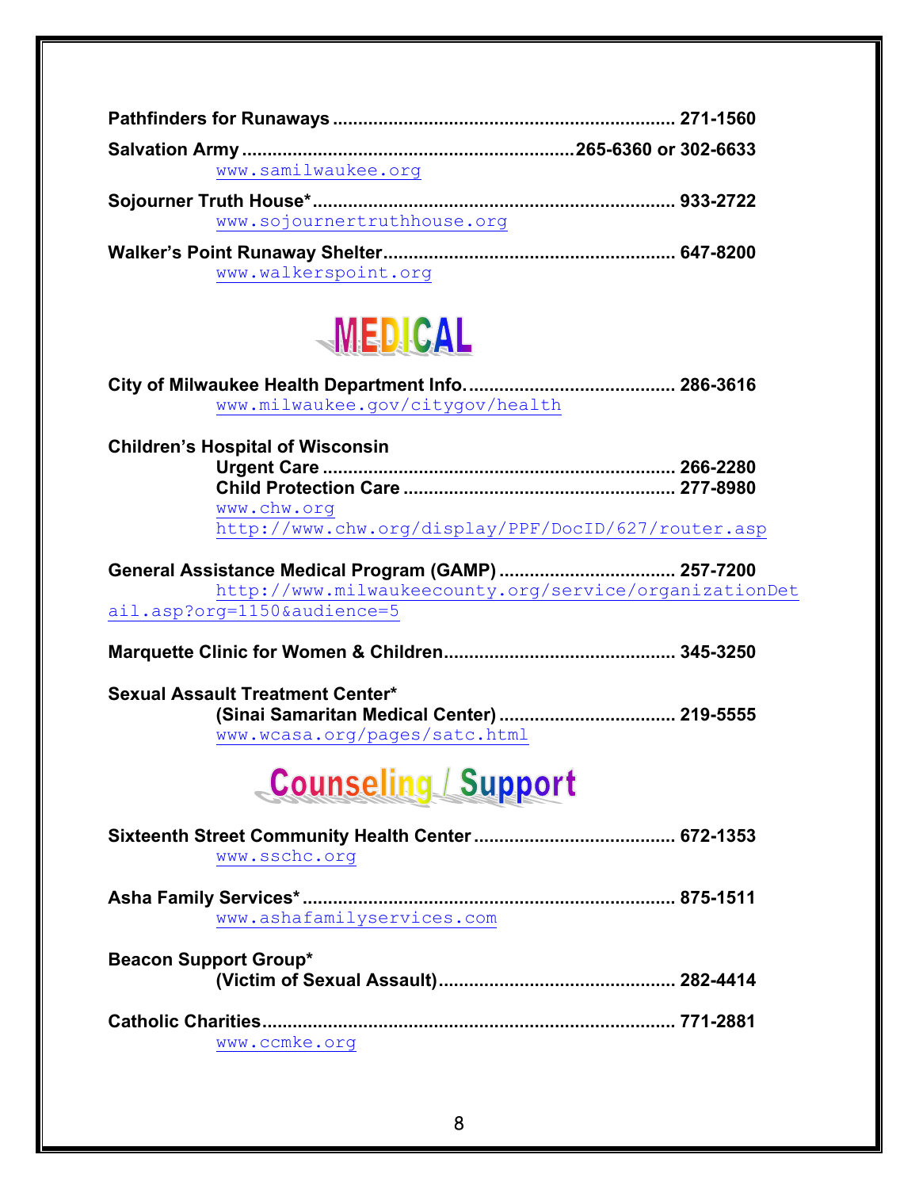**Pathfinders for Runaways** .................................................................. **271-1560**

**Salvation Army** ..............................................................**265-6360 or 302-6633**
www.samilwaukee.org

**Sojourner Truth House*** ...................................................................... **933-2722**
www.sojournertruthhouse.org

**Walker's Point Runaway Shelter** ........................................................ **647-8200**
www.walkerspoint.org

# MEDICAL

**City of Milwaukee Health Department Info.** ........................................ **286-3616**
www.milwaukee.gov/citygov/health

**Children's Hospital of Wisconsin**
**Urgent Care** ................................................................... **266-2280**
**Child Protection Care** ..................................................... **277-8980**
www.chw.org
http://www.chw.org/display/PPF/DocID/627/router.asp

**General Assistance Medical Program (GAMP)** .................................. **257-7200**
http://www.milwaukeecounty.org/service/organizationDetail.asp?org=1150&audience=5

**Marquette Clinic for Women & Children** ............................................ **345-3250**

**Sexual Assault Treatment Center***
**(Sinai Samaritan Medical Center)** .................................. **219-5555**
www.wcasa.org/pages/satc.html

# Counseling / Support

**Sixteenth Street Community Health Center** ....................................... **672-1353**
www.sschc.org

**Asha Family Services*** ....................................................................... **875-1511**
www.ashafamilyservices.com

**Beacon Support Group***
**(Victim of Sexual Assault)** ............................................... **282-4414**

**Catholic Charities** ............................................................................... **771-2881**
www.ccmke.org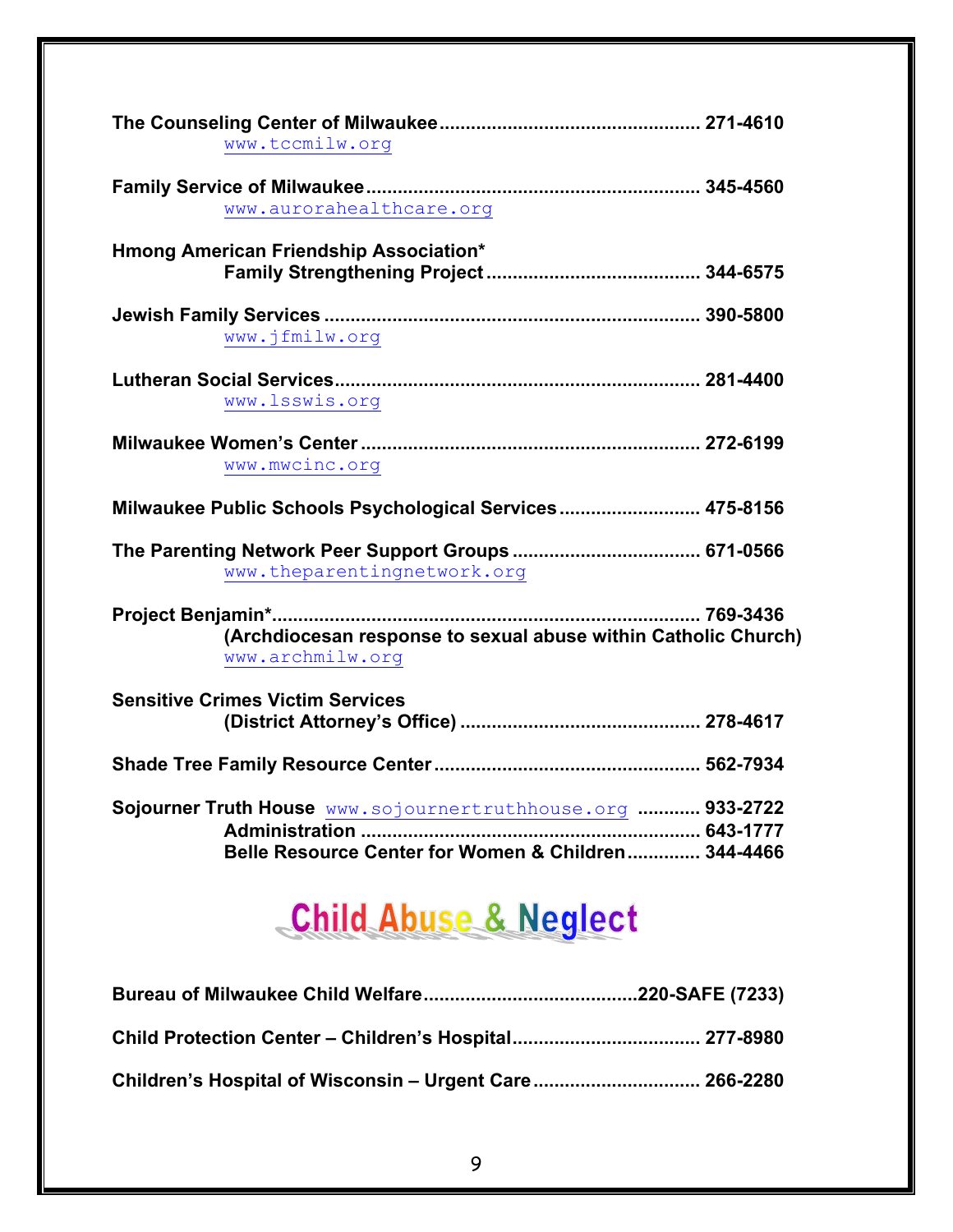**The Counseling Center of Milwaukee** ................................................. **271-4610**
www.tccmilw.org

**Family Service of Milwaukee** ............................................................... **345-4560**
www.aurorahealthcare.org

**Hmong American Friendship Association***
**Family Strengthening Project** ......................................... **344-6575**

**Jewish Family Services** ....................................................................... **390-5800**
www.jfmilw.org

**Lutheran Social Services** ..................................................................... **281-4400**
www.lsswis.org

**Milwaukee Women's Center** ................................................................ **272-6199**
www.mwcinc.org

**Milwaukee Public Schools Psychological Services** ........................... **475-8156**

**The Parenting Network Peer Support Groups** .................................... **671-0566**
www.theparentingnetwork.org

**Project Benjamin*** ................................................................................ **769-3436**
**(Archdiocesan response to sexual abuse within Catholic Church)**
www.archmilw.org

**Sensitive Crimes Victim Services**
**(District Attorney's Office)** .............................................. **278-4617**

**Shade Tree Family Resource Center** .................................................. **562-7934**

**Sojourner Truth House** www.sojournertruthhouse.org ............ **933-2722**
**Administration** ................................................................ **643-1777**
**Belle Resource Center for Women & Children** .............. **344-4466**

# Child Abuse & Neglect

**Bureau of Milwaukee Child Welfare** .........................................**220-SAFE (7233)**

**Child Protection Center – Children's Hospital** .................................... **277-8980**

**Children's Hospital of Wisconsin – Urgent Care** ................................ **266-2280**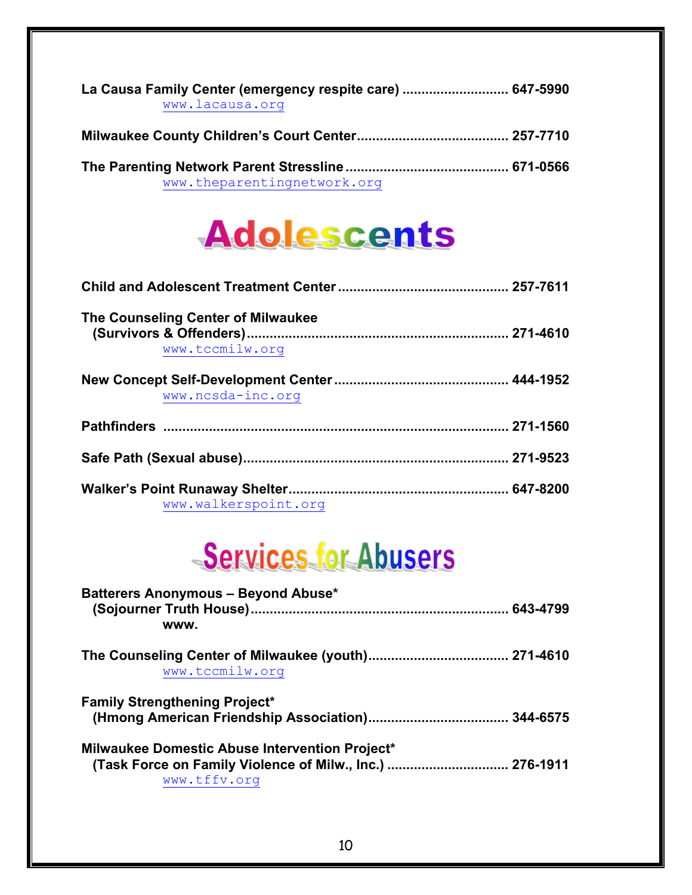**La Causa Family Center (emergency respite care) ............................ 647-5990**
www.lacausa.org

**Milwaukee County Children's Court Center....................................... 257-7710**

**The Parenting Network Parent Stressline........................................... 671-0566**
www.theparentingnetwork.org

# Adolescents

**Child and Adolescent Treatment Center............................................. 257-7611**

**The Counseling Center of Milwaukee (Survivors & Offenders).................................................................... 271-4610**
www.tccmilw.org

**New Concept Self-Development Center............................................. 444-1952**
www.ncsda-inc.org

**Pathfinders ........................................................................................ 271-1560**

**Safe Path (Sexual abuse)..................................................................... 271-9523**

**Walker's Point Runaway Shelter......................................................... 647-8200**
www.walkerspoint.org

# Services for Abusers

**Batterers Anonymous – Beyond Abuse* (Sojourner Truth House)................................................................... 643-4799**
**www.**

**The Counseling Center of Milwaukee (youth).................................... 271-4610**
www.tccmilw.org

**Family Strengthening Project* (Hmong American Friendship Association).................................... 344-6575**

**Milwaukee Domestic Abuse Intervention Project* (Task Force on Family Violence of Milw., Inc.) ............................... 276-1911**
www.tffv.org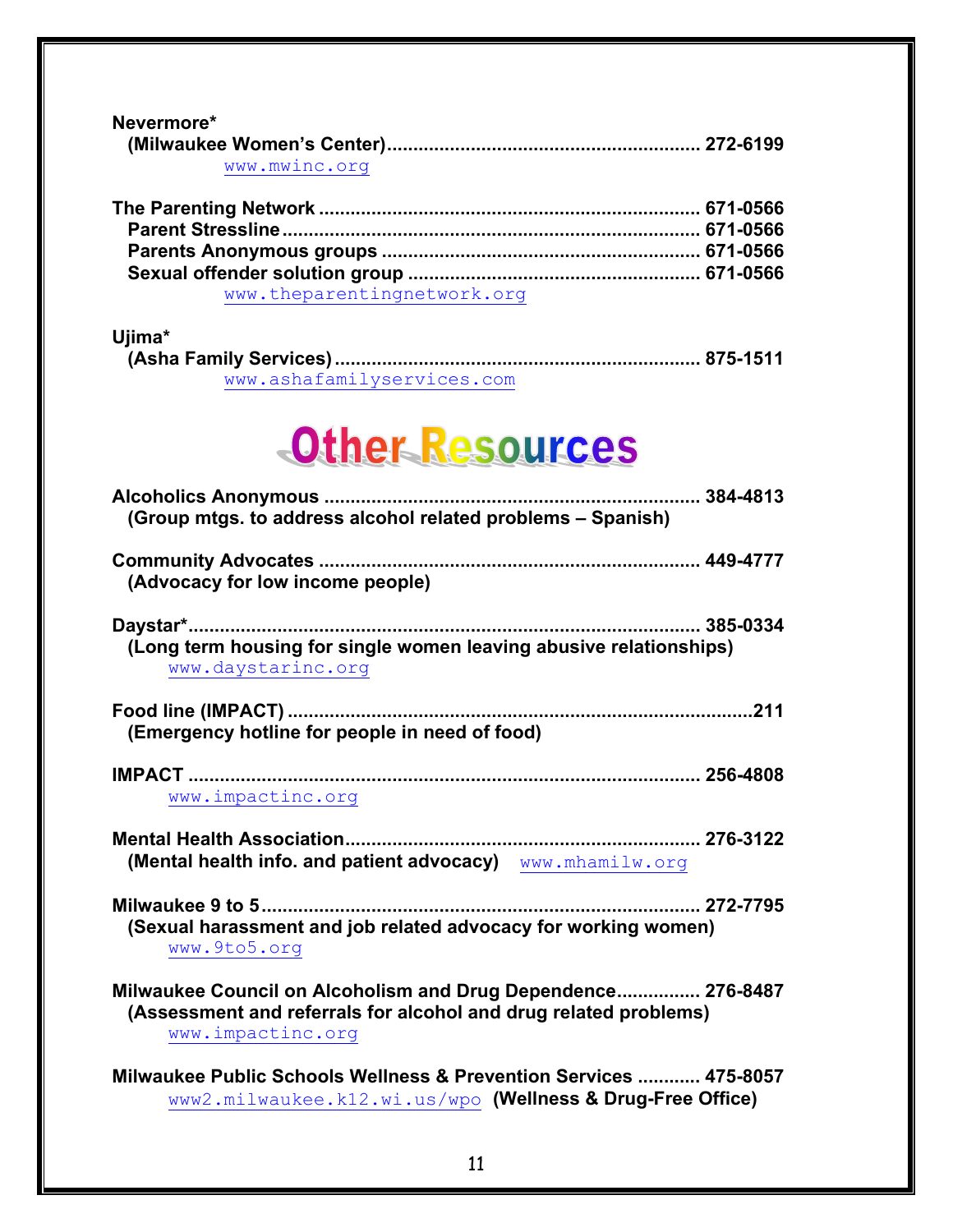**Nevermore***
**(Milwaukee Women's Center)........................................................... 272-6199**
www.mwinc.org

**The Parenting Network ........................................................................ 671-0566**
**Parent Stressline.............................................................................. 671-0566**
**Parents Anonymous groups ............................................................ 671-0566**
**Sexual offender solution group ....................................................... 671-0566**
www.theparentingnetwork.org

**Ujima***
**(Asha Family Services) ..................................................................... 875-1511**
www.ashafamilyservices.com

# Other Resources

**Alcoholics Anonymous ...................................................................... 384-4813**
**(Group mtgs. to address alcohol related problems – Spanish)**

**Community Advocates ........................................................................ 449-4777**
**(Advocacy for low income people)**

**Daystar*................................................................................................ 385-0334**
**(Long term housing for single women leaving abusive relationships)**
www.daystarinc.org

**Food line (IMPACT) ........................................................................................211**
**(Emergency hotline for people in need of food)**

**IMPACT ................................................................................................ 256-4808**
www.impactinc.org

**Mental Health Association.................................................................. 276-3122**
**(Mental health info. and patient advocacy)** www.mhamilw.org

**Milwaukee 9 to 5.................................................................................. 272-7795**
**(Sexual harassment and job related advocacy for working women)**
www.9to5.org

**Milwaukee Council on Alcoholism and Drug Dependence................ 276-8487**
**(Assessment and referrals for alcohol and drug related problems)**
www.impactinc.org

**Milwaukee Public Schools Wellness & Prevention Services ............ 475-8057**
www2.milwaukee.k12.wi.us/wpo **(Wellness & Drug-Free Office)**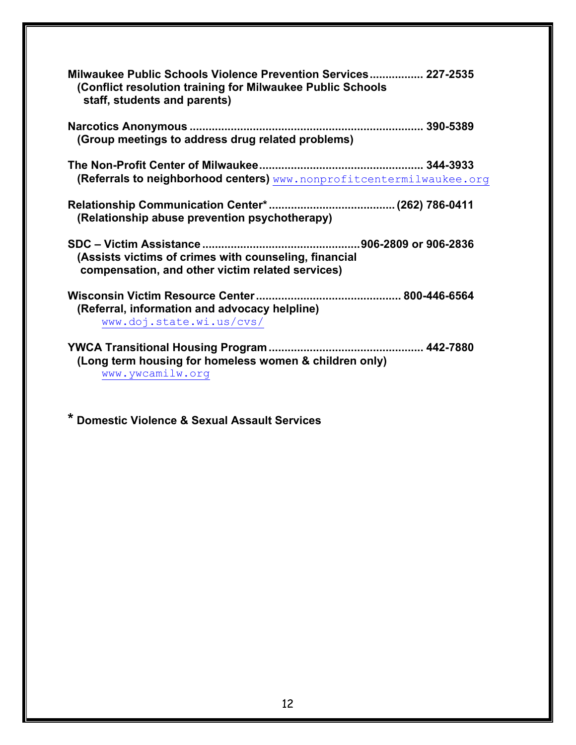**Milwaukee Public Schools Violence Prevention Services................ 227-2535**
**(Conflict resolution training for Milwaukee Public Schools staff, students and parents)**

**Narcotics Anonymous ......................................................................... 390-5389**
**(Group meetings to address drug related problems)**

**The Non-Profit Center of Milwaukee.................................................. 344-3933**
**(Referrals to neighborhood centers)** www.nonprofitcentermilwaukee.org

**Relationship Communication Center*.......................................(262) 786-0411**
**(Relationship abuse prevention psychotherapy)**

**SDC – Victim Assistance .................................................906-2809 or 906-2836**
**(Assists victims of crimes with counseling, financial compensation, and other victim related services)**

**Wisconsin Victim Resource Center............................................. 800-446-6564**
**(Referral, information and advocacy helpline)**
www.doj.state.wi.us/cvs/

**YWCA Transitional Housing Program................................................ 442-7880**
**(Long term housing for homeless women & children only)**
www.ywcamilw.org

**\* Domestic Violence & Sexual Assault Services**